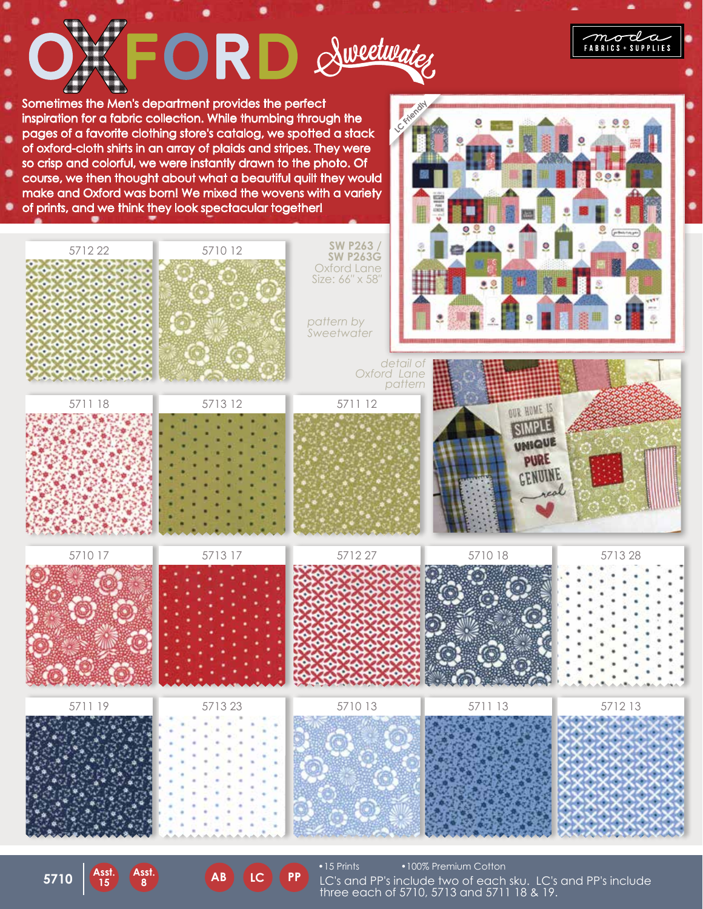# OXFORD Sweetwater

moda FABRICS + SUPPLIES

Sometimes the Men's department provides the perfect inspiration for a fabric collection. While thumbing through the pages of a favorite clothing store's catalog, we spotted a stack of oxford-cloth shirts in an array of plaids and stripes. They were so crisp and colorful, we were instantly drawn to the photo. Of course, we then thought about what a beautiful quilt they would make and Oxford was born! We mixed the wovens with a variety of prints, and we think they look spectacular together!

**SW P263 / SW P263G**
Oxford Lane
Size: 66" x 58"

*pattern by Sweetwater*

LC Friendly

*detail of Oxford Lane pattern*

5712 22

5710 12

5711 18

5713 12

5711 12

5710 17

5713 17

5712 27

5710 18

5713 28

5711 19

5713 23

5710 13

5711 13

5712 13

**5710** | Asst. 15 | Asst. 8 | AB | LC | PP

- 15 Prints
- 100% Premium Cotton

LC's and PP's include two of each sku. LC's and PP's include three each of 5710, 5713 and 5711 18 & 19.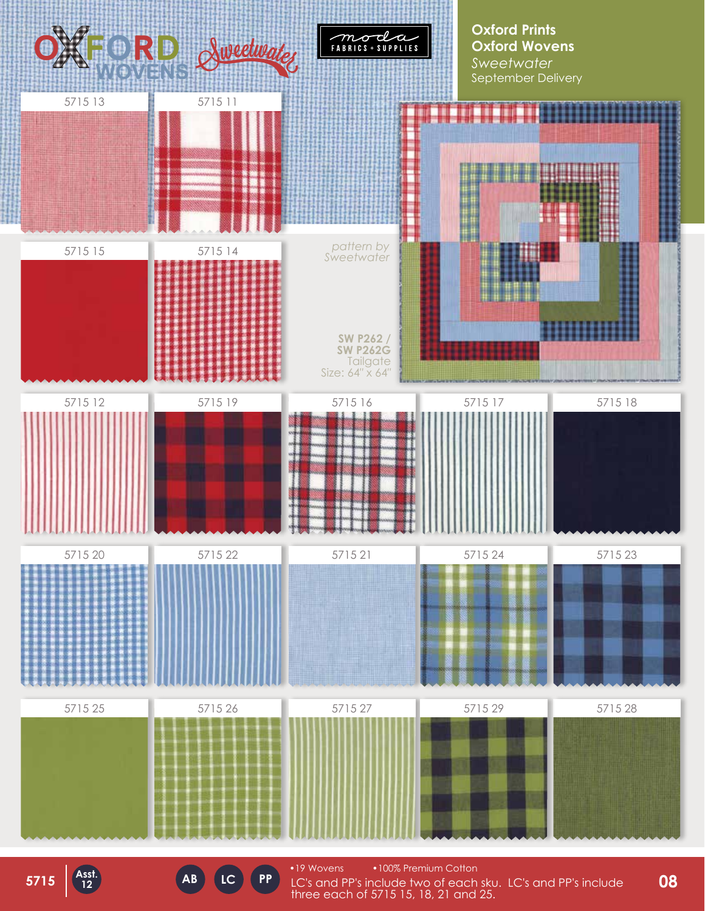# OXFORD WOVENS Sweetwater

moda FABRICS + SUPPLIES

**Oxford Prints**
**Oxford Wovens**
*Sweetwater*
September Delivery

5715 13

5715 11

5715 15

5715 14

*pattern by Sweetwater*

**SW P262 / SW P262G**
Tailgate
Size: 64" x 64"

5715 12

5715 19

5715 16

5715 17

5715 18

5715 20

5715 22

5715 21

5715 24

5715 23

5715 25

5715 26

5715 27

5715 29

5715 28

**5715** | **Asst. 12**

**AB** **LC** **PP**

- 19 Wovens
- 100% Premium Cotton

LC's and PP's include two of each sku. LC's and PP's include three each of 5715 15, 18, 21 and 25.